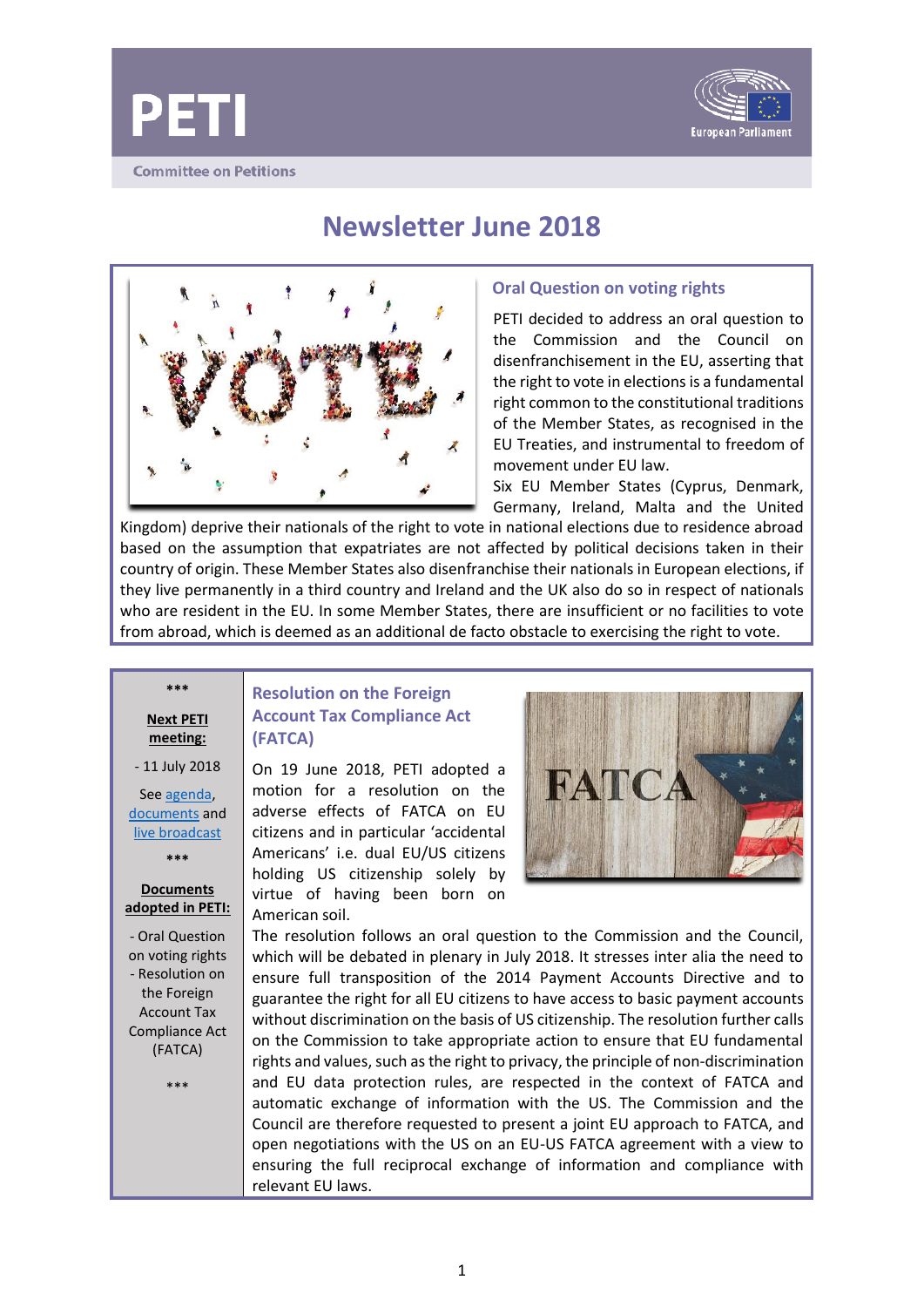# PETI

Committee on Petitions

European Parliament

## Newsletter June 2018

### Oral Question on voting rights

PETI decided to address an oral question to the Commission and the Council on disenfranchisement in the EU, asserting that the right to vote in elections is a fundamental right common to the constitutional traditions of the Member States, as recognised in the EU Treaties, and instrumental to freedom of movement under EU law.

Six EU Member States (Cyprus, Denmark, Germany, Ireland, Malta and the United Kingdom) deprive their nationals of the right to vote in national elections due to residence abroad based on the assumption that expatriates are not affected by political decisions taken in their country of origin. These Member States also disenfranchise their nationals in European elections, if they live permanently in a third country and Ireland and the UK also do so in respect of nationals who are resident in the EU. In some Member States, there are insufficient or no facilities to vote from abroad, which is deemed as an additional de facto obstacle to exercising the right to vote.

### Resolution on the Foreign Account Tax Compliance Act (FATCA)

On 19 June 2018, PETI adopted a motion for a resolution on the adverse effects of FATCA on EU citizens and in particular 'accidental Americans' i.e. dual EU/US citizens holding US citizenship solely by virtue of having been born on American soil.

The resolution follows an oral question to the Commission and the Council, which will be debated in plenary in July 2018. It stresses inter alia the need to ensure full transposition of the 2014 Payment Accounts Directive and to guarantee the right for all EU citizens to have access to basic payment accounts without discrimination on the basis of US citizenship. The resolution further calls on the Commission to take appropriate action to ensure that EU fundamental rights and values, such as the right to privacy, the principle of non-discrimination and EU data protection rules, are respected in the context of FATCA and automatic exchange of information with the US. The Commission and the Council are therefore requested to present a joint EU approach to FATCA, and open negotiations with the US on an EU-US FATCA agreement with a view to ensuring the full reciprocal exchange of information and compliance with relevant EU laws.

***

**Next PETI meeting:**

- 11 July 2018

See agenda, documents and live broadcast

***

**Documents adopted in PETI:**

- Oral Question on voting rights
- Resolution on the Foreign Account Tax Compliance Act (FATCA)

***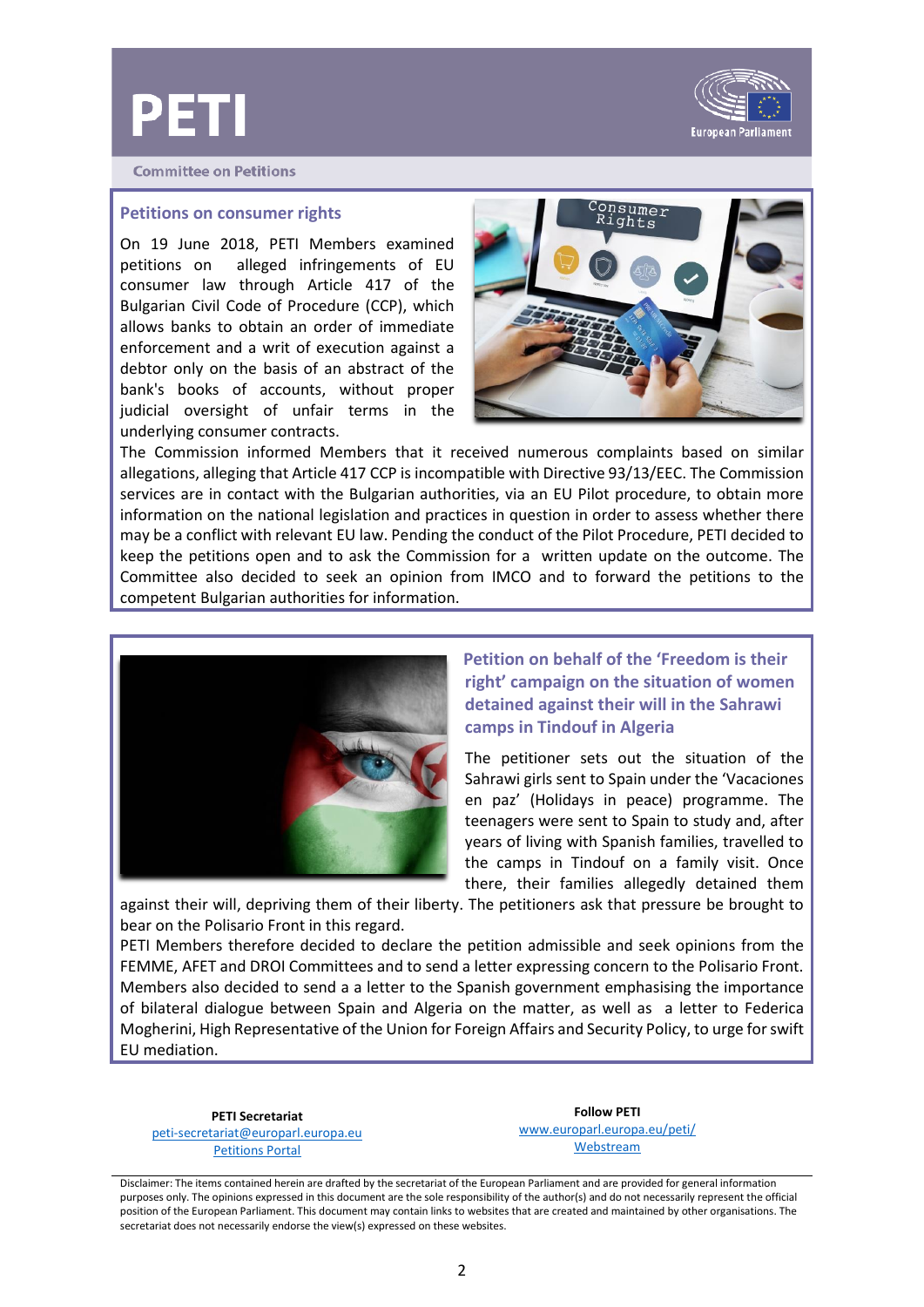# PETI

Committee on Petitions

## Petitions on consumer rights

On 19 June 2018, PETI Members examined petitions on alleged infringements of EU consumer law through Article 417 of the Bulgarian Civil Code of Procedure (CCP), which allows banks to obtain an order of immediate enforcement and a writ of execution against a debtor only on the basis of an abstract of the bank's books of accounts, without proper judicial oversight of unfair terms in the underlying consumer contracts.

The Commission informed Members that it received numerous complaints based on similar allegations, alleging that Article 417 CCP is incompatible with Directive 93/13/EEC. The Commission services are in contact with the Bulgarian authorities, via an EU Pilot procedure, to obtain more information on the national legislation and practices in question in order to assess whether there may be a conflict with relevant EU law. Pending the conduct of the Pilot Procedure, PETI decided to keep the petitions open and to ask the Commission for a written update on the outcome. The Committee also decided to seek an opinion from IMCO and to forward the petitions to the competent Bulgarian authorities for information.

## Petition on behalf of the 'Freedom is their right' campaign on the situation of women detained against their will in the Sahrawi camps in Tindouf in Algeria

The petitioner sets out the situation of the Sahrawi girls sent to Spain under the 'Vacaciones en paz' (Holidays in peace) programme. The teenagers were sent to Spain to study and, after years of living with Spanish families, travelled to the camps in Tindouf on a family visit. Once there, their families allegedly detained them against their will, depriving them of their liberty. The petitioners ask that pressure be brought to bear on the Polisario Front in this regard.

PETI Members therefore decided to declare the petition admissible and seek opinions from the FEMME, AFET and DROI Committees and to send a letter expressing concern to the Polisario Front. Members also decided to send a a letter to the Spanish government emphasising the importance of bilateral dialogue between Spain and Algeria on the matter, as well as a letter to Federica Mogherini, High Representative of the Union for Foreign Affairs and Security Policy, to urge for swift EU mediation.

**PETI Secretariat**
peti-secretariat@europarl.europa.eu
Petitions Portal

**Follow PETI**
www.europarl.europa.eu/peti/
Webstream

Disclaimer: The items contained herein are drafted by the secretariat of the European Parliament and are provided for general information purposes only. The opinions expressed in this document are the sole responsibility of the author(s) and do not necessarily represent the official position of the European Parliament. This document may contain links to websites that are created and maintained by other organisations. The secretariat does not necessarily endorse the view(s) expressed on these websites.